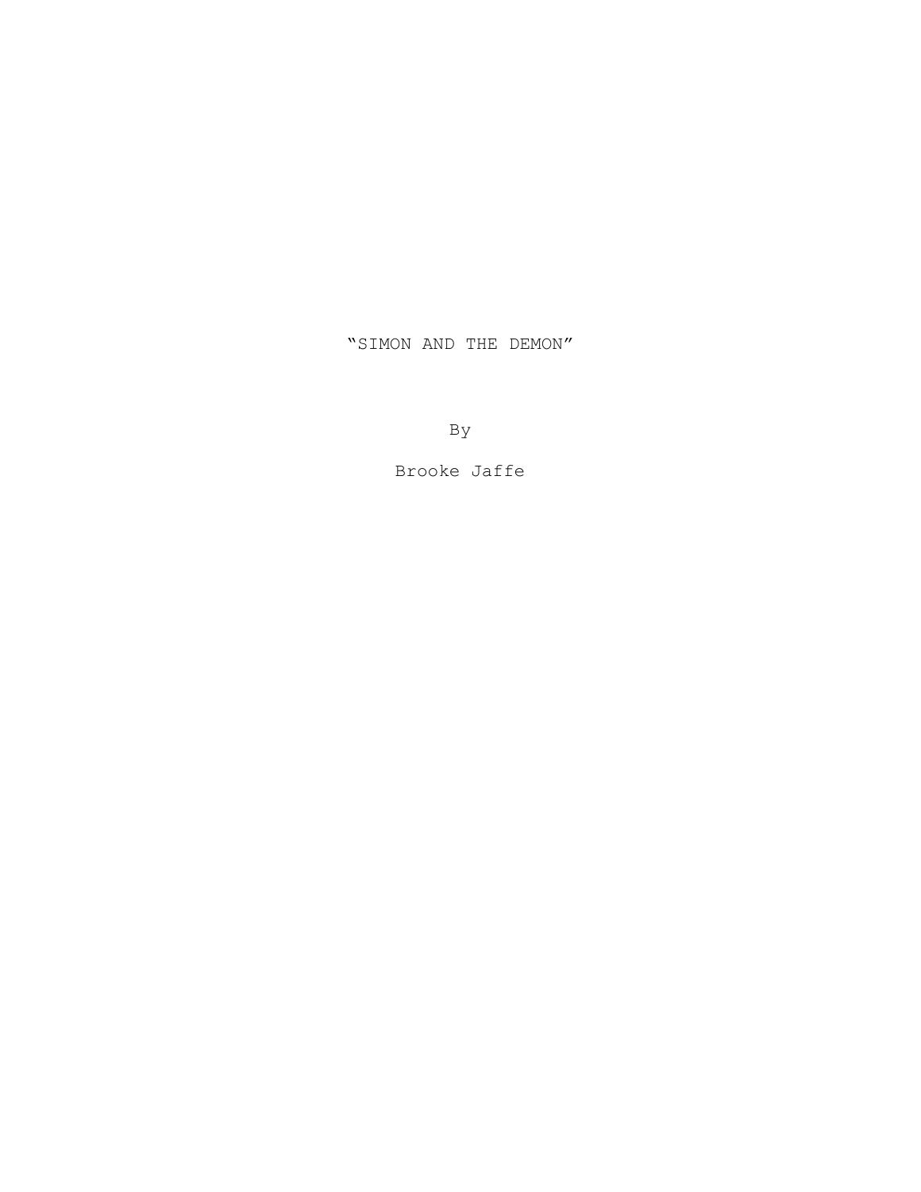# "SIMON AND THE DEMON"

By

Brooke Jaffe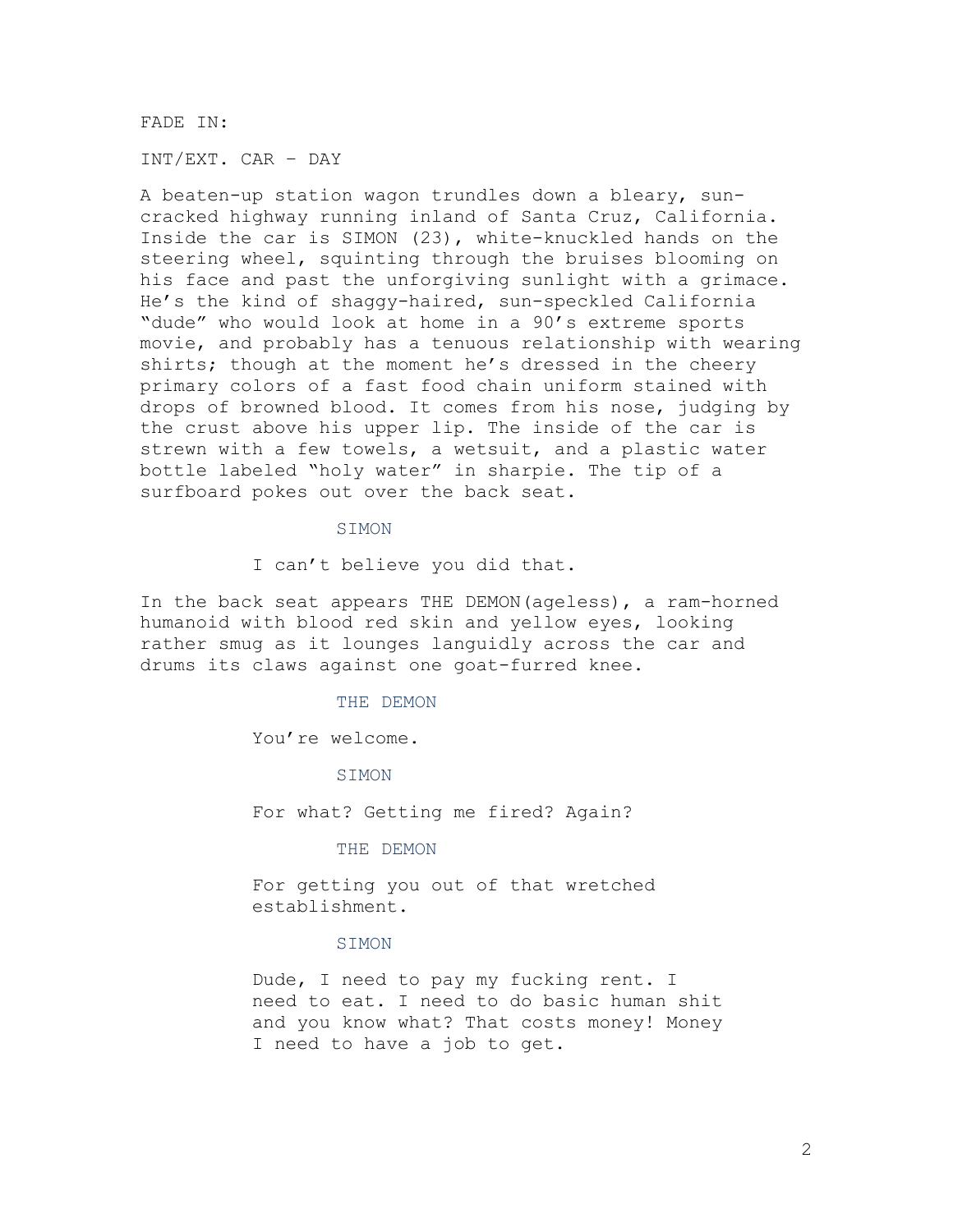FADE IN:

INT/EXT. CAR – DAY

A beaten-up station wagon trundles down a bleary, sun-cracked highway running inland of Santa Cruz, California. Inside the car is SIMON (23), white-knuckled hands on the steering wheel, squinting through the bruises blooming on his face and past the unforgiving sunlight with a grimace. He's the kind of shaggy-haired, sun-speckled California "dude" who would look at home in a 90's extreme sports movie, and probably has a tenuous relationship with wearing shirts; though at the moment he's dressed in the cheery primary colors of a fast food chain uniform stained with drops of browned blood. It comes from his nose, judging by the crust above his upper lip. The inside of the car is strewn with a few towels, a wetsuit, and a plastic water bottle labeled "holy water" in sharpie. The tip of a surfboard pokes out over the back seat.

SIMON

I can't believe you did that.

In the back seat appears THE DEMON(ageless), a ram-horned humanoid with blood red skin and yellow eyes, looking rather smug as it lounges languidly across the car and drums its claws against one goat-furred knee.

THE DEMON

You're welcome.

SIMON

For what? Getting me fired? Again?

THE DEMON

For getting you out of that wretched establishment.

SIMON

Dude, I need to pay my fucking rent. I need to eat. I need to do basic human shit and you know what? That costs money! Money I need to have a job to get.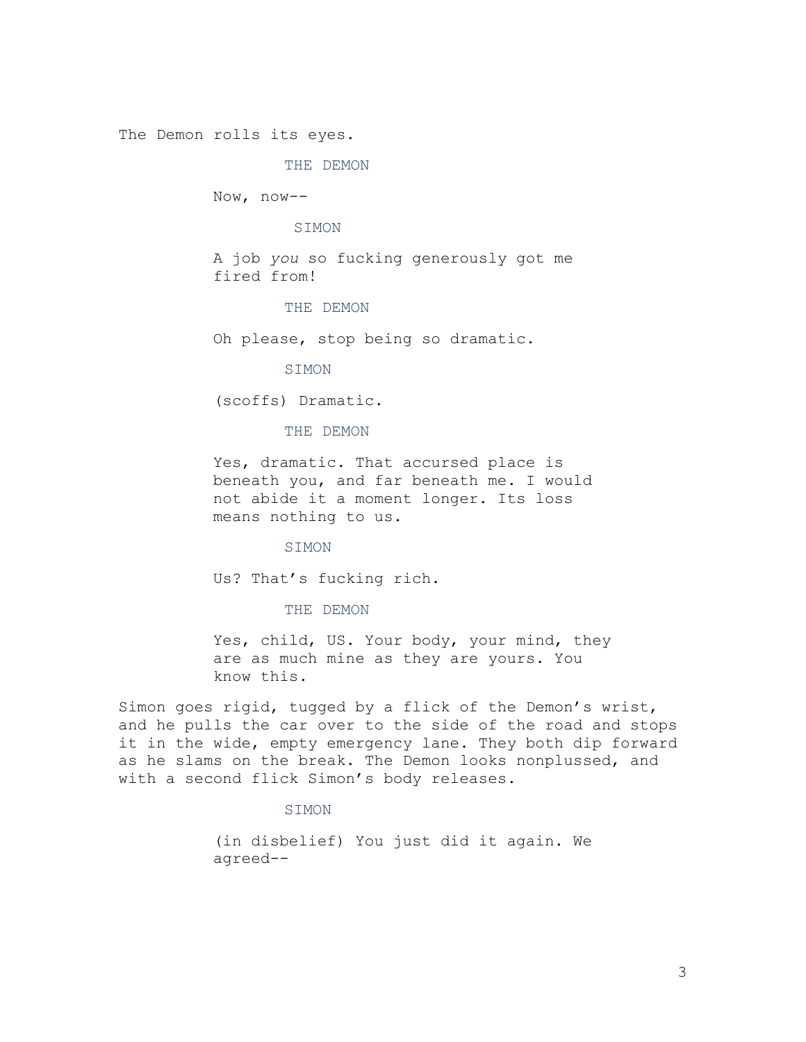The Demon rolls its eyes.

THE DEMON

Now, now--

SIMON

A job *you* so fucking generously got me fired from!

THE DEMON

Oh please, stop being so dramatic.

SIMON

(scoffs) Dramatic.

THE DEMON

Yes, dramatic. That accursed place is beneath you, and far beneath me. I would not abide it a moment longer. Its loss means nothing to us.

SIMON

Us? That's fucking rich.

THE DEMON

Yes, child, US. Your body, your mind, they are as much mine as they are yours. You know this.

Simon goes rigid, tugged by a flick of the Demon's wrist, and he pulls the car over to the side of the road and stops it in the wide, empty emergency lane. They both dip forward as he slams on the break. The Demon looks nonplussed, and with a second flick Simon's body releases.

SIMON

(in disbelief) You just did it again. We agreed--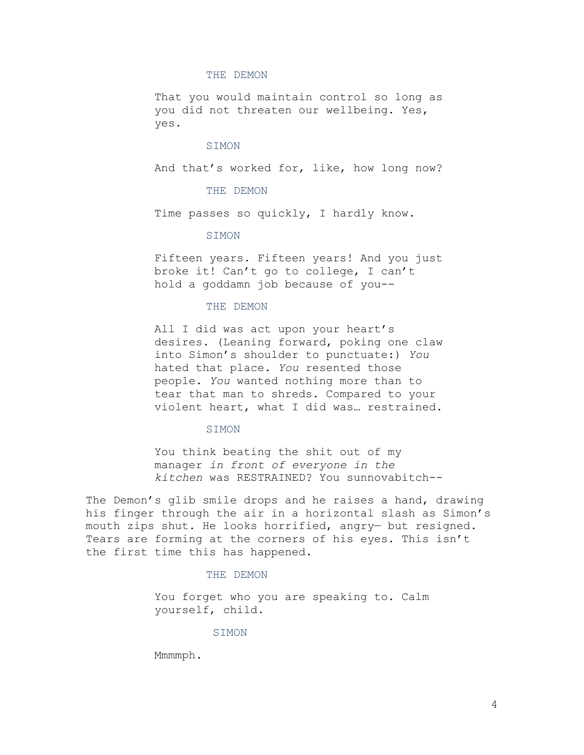THE DEMON

That you would maintain control so long as you did not threaten our wellbeing. Yes, yes.

SIMON

And that's worked for, like, how long now?

THE DEMON

Time passes so quickly, I hardly know.

SIMON

Fifteen years. Fifteen years! And you just broke it! Can't go to college, I can't hold a goddamn job because of you--

THE DEMON

All I did was act upon your heart's desires. (Leaning forward, poking one claw into Simon's shoulder to punctuate:) *You* hated that place. *You* resented those people. *You* wanted nothing more than to tear that man to shreds. Compared to your violent heart, what I did was… restrained.

SIMON

You think beating the shit out of my manager *in front of everyone in the kitchen* was RESTRAINED? You sunnovabitch--

The Demon's glib smile drops and he raises a hand, drawing his finger through the air in a horizontal slash as Simon's mouth zips shut. He looks horrified, angry— but resigned. Tears are forming at the corners of his eyes. This isn't the first time this has happened.

THE DEMON

You forget who you are speaking to. Calm yourself, child.

SIMON

Mmmmph.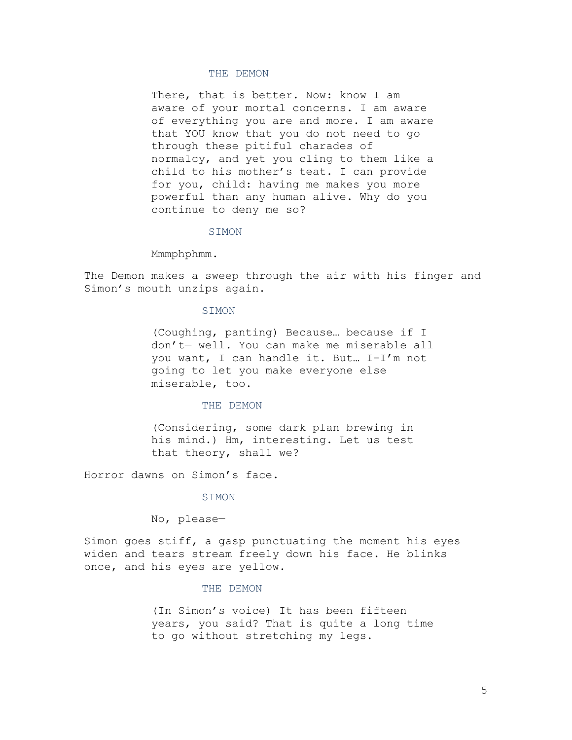THE DEMON

There, that is better. Now: know I am aware of your mortal concerns. I am aware of everything you are and more. I am aware that YOU know that you do not need to go through these pitiful charades of normalcy, and yet you cling to them like a child to his mother's teat. I can provide for you, child: having me makes you more powerful than any human alive. Why do you continue to deny me so?

SIMON

Mmmphphmm.

The Demon makes a sweep through the air with his finger and Simon's mouth unzips again.

SIMON

(Coughing, panting) Because… because if I don't— well. You can make me miserable all you want, I can handle it. But… I-I'm not going to let you make everyone else miserable, too.

THE DEMON

(Considering, some dark plan brewing in his mind.) Hm, interesting. Let us test that theory, shall we?

Horror dawns on Simon's face.

SIMON

No, please—

Simon goes stiff, a gasp punctuating the moment his eyes widen and tears stream freely down his face. He blinks once, and his eyes are yellow.

THE DEMON

(In Simon's voice) It has been fifteen years, you said? That is quite a long time to go without stretching my legs.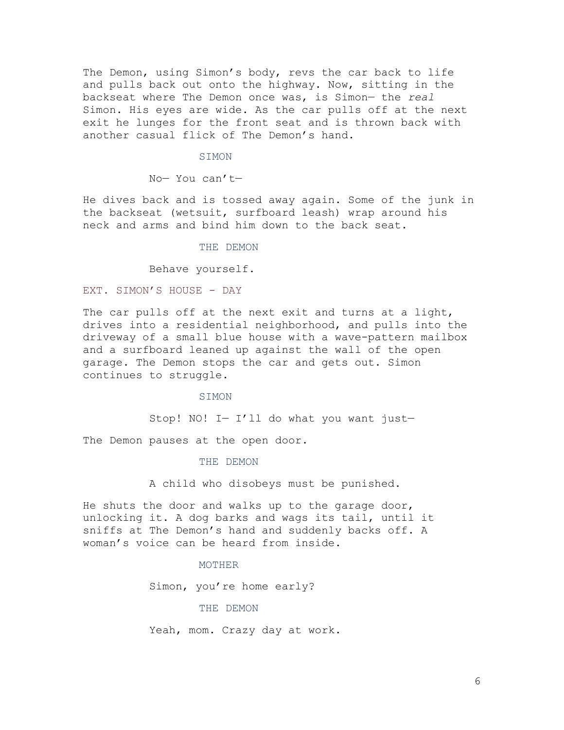The Demon, using Simon's body, revs the car back to life and pulls back out onto the highway. Now, sitting in the backseat where The Demon once was, is Simon— the *real* Simon. His eyes are wide. As the car pulls off at the next exit he lunges for the front seat and is thrown back with another casual flick of The Demon's hand.

SIMON

No— You can't—

He dives back and is tossed away again. Some of the junk in the backseat (wetsuit, surfboard leash) wrap around his neck and arms and bind him down to the back seat.

THE DEMON

Behave yourself.

EXT. SIMON'S HOUSE - DAY

The car pulls off at the next exit and turns at a light, drives into a residential neighborhood, and pulls into the driveway of a small blue house with a wave-pattern mailbox and a surfboard leaned up against the wall of the open garage. The Demon stops the car and gets out. Simon continues to struggle.

SIMON

Stop! NO! I— I'll do what you want just—

The Demon pauses at the open door.

THE DEMON

A child who disobeys must be punished.

He shuts the door and walks up to the garage door, unlocking it. A dog barks and wags its tail, until it sniffs at The Demon's hand and suddenly backs off. A woman's voice can be heard from inside.

MOTHER

Simon, you're home early?

THE DEMON

Yeah, mom. Crazy day at work.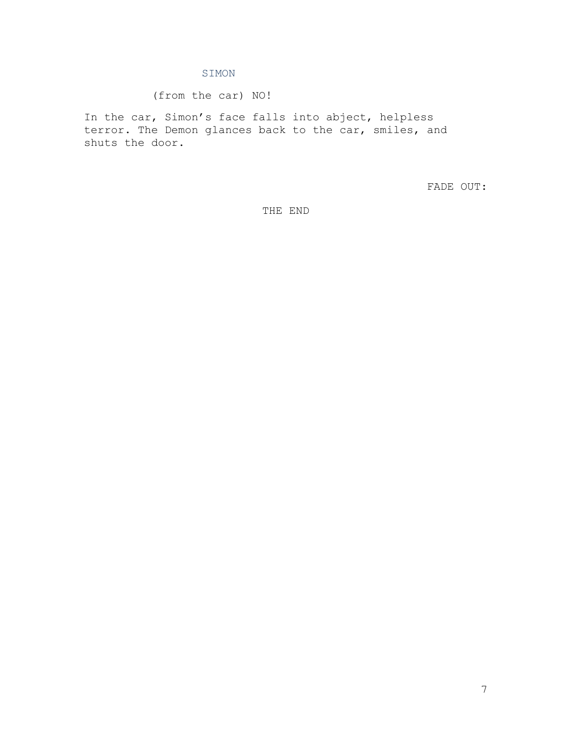SIMON

(from the car) NO!

In the car, Simon's face falls into abject, helpless terror. The Demon glances back to the car, smiles, and shuts the door.

FADE OUT:

THE END